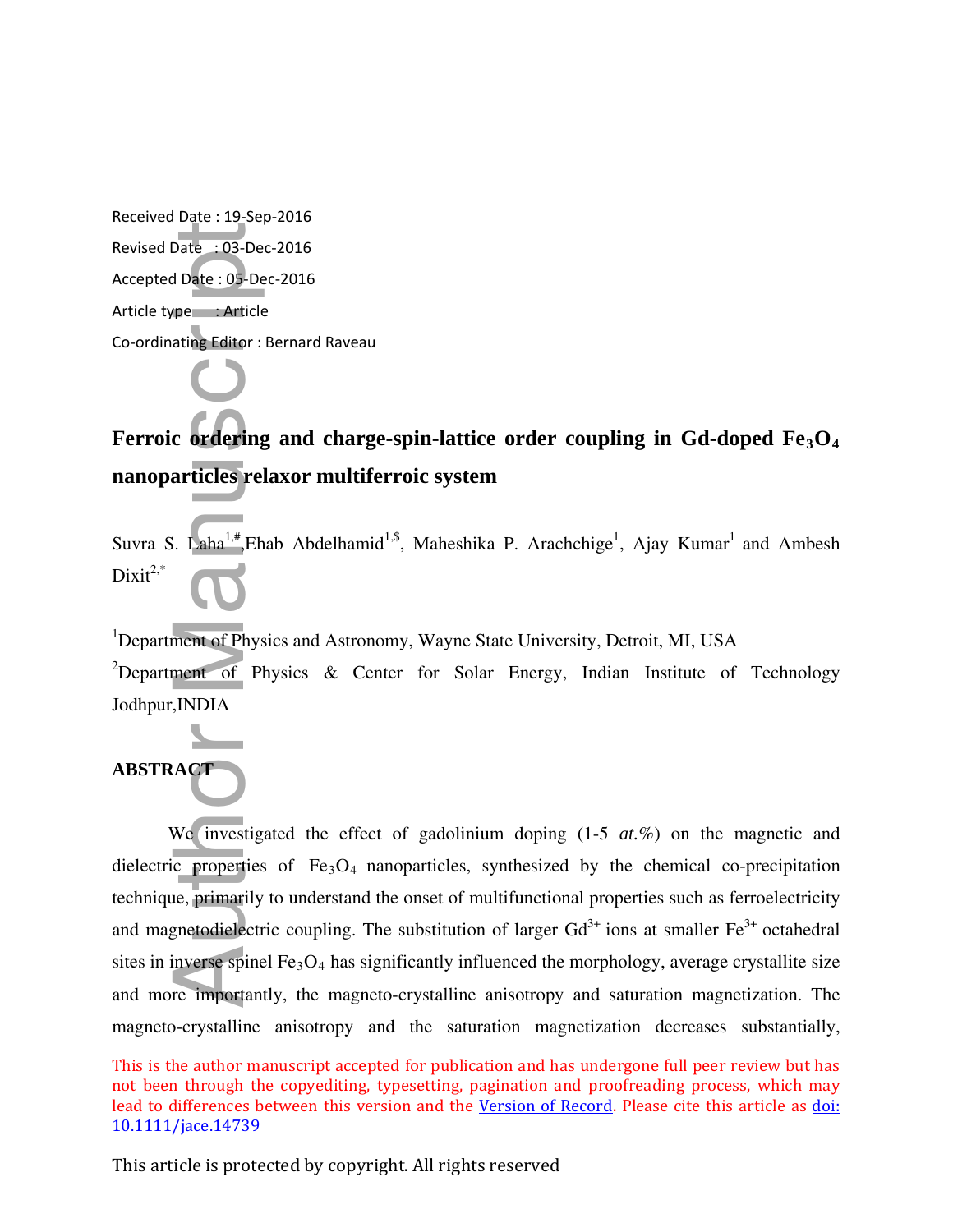Received Date : 19-Sep-2016

Revised Date : 03-Dec-2016

Accepted Date : 05-Dec-2016

Article type : Article

Co-ordinating Editor : Bernard Raveau

# Ferroic ordering and charge-spin-lattice order coupling in Gd-doped $Fe_3O_4$ nanoparticles relaxor multiferroic system

Suvra S. Laha[1,#], Ehab Abdelhamid[1,$], Maheshika P. Arachchige[1], Ajay Kumar[1] and Ambesh Dixit[2,*]

[1]Department of Physics and Astronomy, Wayne State University, Detroit, MI, USA

[2]Department of Physics & Center for Solar Energy, Indian Institute of Technology Jodhpur, INDIA

## ABSTRACT

We investigated the effect of gadolinium doping (1-5 *at.%*) on the magnetic and dielectric properties of $Fe_3O_4$ nanoparticles, synthesized by the chemical co-precipitation technique, primarily to understand the onset of multifunctional properties such as ferroelectricity and magnetodielectric coupling. The substitution of larger $Gd^{3+}$ ions at smaller $Fe^{3+}$ octahedral sites in inverse spinel $Fe_3O_4$ has significantly influenced the morphology, average crystallite size and more importantly, the magneto-crystalline anisotropy and saturation magnetization. The magneto-crystalline anisotropy and the saturation magnetization decreases substantially,

This is the author manuscript accepted for publication and has undergone full peer review but has not been through the copyediting, typesetting, pagination and proofreading process, which may lead to differences between this version and the Version of Record. Please cite this article as doi: 10.1111/jace.14739

This article is protected by copyright. All rights reserved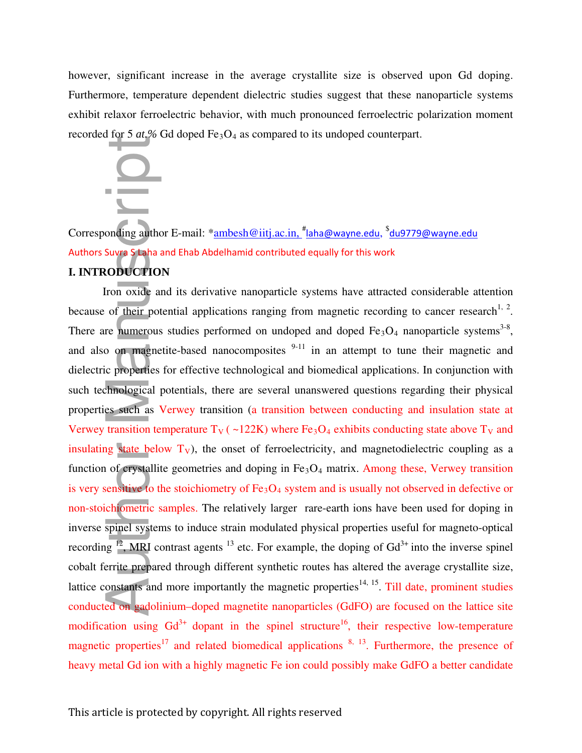however, significant increase in the average crystallite size is observed upon Gd doping. Furthermore, temperature dependent dielectric studies suggest that these nanoparticle systems exhibit relaxor ferroelectric behavior, with much pronounced ferroelectric polarization moment recorded for 5 *at.%* Gd doped $Fe_3O_4$ as compared to its undoped counterpart.

Corresponding author E-mail: *ambesh@iitj.ac.in, #laha@wayne.edu, $du9779@wayne.edu

Authors Suvra S Laha and Ehab Abdelhamid contributed equally for this work

## I. INTRODUCTION

Iron oxide and its derivative nanoparticle systems have attracted considerable attention because of their potential applications ranging from magnetic recording to cancer research[1, 2]. There are numerous studies performed on undoped and doped $Fe_3O_4$ nanoparticle systems[3-8], and also on magnetite-based nanocomposites [9-11] in an attempt to tune their magnetic and dielectric properties for effective technological and biomedical applications. In conjunction with such technological potentials, there are several unanswered questions regarding their physical properties such as Verwey transition (a transition between conducting and insulation state at Verwey transition temperature $T_V$ ( ~122K) where $Fe_3O_4$ exhibits conducting state above $T_V$ and insulating state below $T_V$), the onset of ferroelectricity, and magnetodielectric coupling as a function of crystallite geometries and doping in $Fe_3O_4$ matrix. Among these, Verwey transition is very sensitive to the stoichiometry of $Fe_3O_4$ system and is usually not observed in defective or non-stoichiometric samples. The relatively larger rare-earth ions have been used for doping in inverse spinel systems to induce strain modulated physical properties useful for magneto-optical recording [12], MRI contrast agents [13] etc. For example, the doping of $Gd^{3+}$ into the inverse spinel cobalt ferrite prepared through different synthetic routes has altered the average crystallite size, lattice constants and more importantly the magnetic properties[14, 15]. Till date, prominent studies conducted on gadolinium–doped magnetite nanoparticles (GdFO) are focused on the lattice site modification using $Gd^{3+}$ dopant in the spinel structure[16], their respective low-temperature magnetic properties[17] and related biomedical applications [8, 13]. Furthermore, the presence of heavy metal Gd ion with a highly magnetic Fe ion could possibly make GdFO a better candidate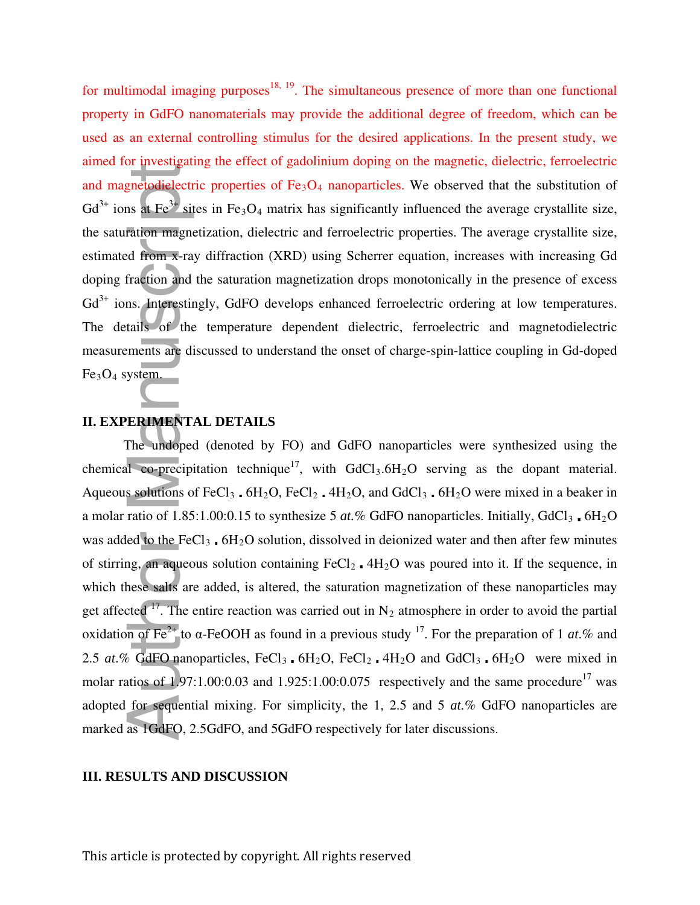for multimodal imaging purposes[18, 19]. The simultaneous presence of more than one functional property in GdFO nanomaterials may provide the additional degree of freedom, which can be used as an external controlling stimulus for the desired applications. In the present study, we aimed for investigating the effect of gadolinium doping on the magnetic, dielectric, ferroelectric and magnetodielectric properties of $Fe_3O_4$ nanoparticles. We observed that the substitution of $Gd^{3+}$ ions at $Fe^{3+}$ sites in $Fe_3O_4$ matrix has significantly influenced the average crystallite size, the saturation magnetization, dielectric and ferroelectric properties. The average crystallite size, estimated from x-ray diffraction (XRD) using Scherrer equation, increases with increasing Gd doping fraction and the saturation magnetization drops monotonically in the presence of excess $Gd^{3+}$ ions. Interestingly, GdFO develops enhanced ferroelectric ordering at low temperatures. The details of the temperature dependent dielectric, ferroelectric and magnetodielectric measurements are discussed to understand the onset of charge-spin-lattice coupling in Gd-doped $Fe_3O_4$ system.

## II. EXPERIMENTAL DETAILS

The undoped (denoted by FO) and GdFO nanoparticles were synthesized using the chemical co-precipitation technique[17], with $GdCl_3.6H_2O$ serving as the dopant material. Aqueous solutions of $FeCl_3 \cdot 6H_2O$, $FeCl_2 \cdot 4H_2O$, and $GdCl_3 \cdot 6H_2O$ were mixed in a beaker in a molar ratio of 1.85:1.00:0.15 to synthesize 5 *at.%* GdFO nanoparticles. Initially, $GdCl_3 \cdot 6H_2O$ was added to the $FeCl_3 \cdot 6H_2O$ solution, dissolved in deionized water and then after few minutes of stirring, an aqueous solution containing $FeCl_2 \cdot 4H_2O$ was poured into it. If the sequence, in which these salts are added, is altered, the saturation magnetization of these nanoparticles may get affected [17]. The entire reaction was carried out in $N_2$ atmosphere in order to avoid the partial oxidation of $Fe^{2+}$ to α-FeOOH as found in a previous study [17]. For the preparation of 1 *at.%* and 2.5 *at.%* GdFO nanoparticles, $FeCl_3 \cdot 6H_2O$, $FeCl_2 \cdot 4H_2O$ and $GdCl_3 \cdot 6H_2O$ were mixed in molar ratios of 1.97:1.00:0.03 and 1.925:1.00:0.075 respectively and the same procedure[17] was adopted for sequential mixing. For simplicity, the 1, 2.5 and 5 *at.%* GdFO nanoparticles are marked as 1GdFO, 2.5GdFO, and 5GdFO respectively for later discussions.

## III. RESULTS AND DISCUSSION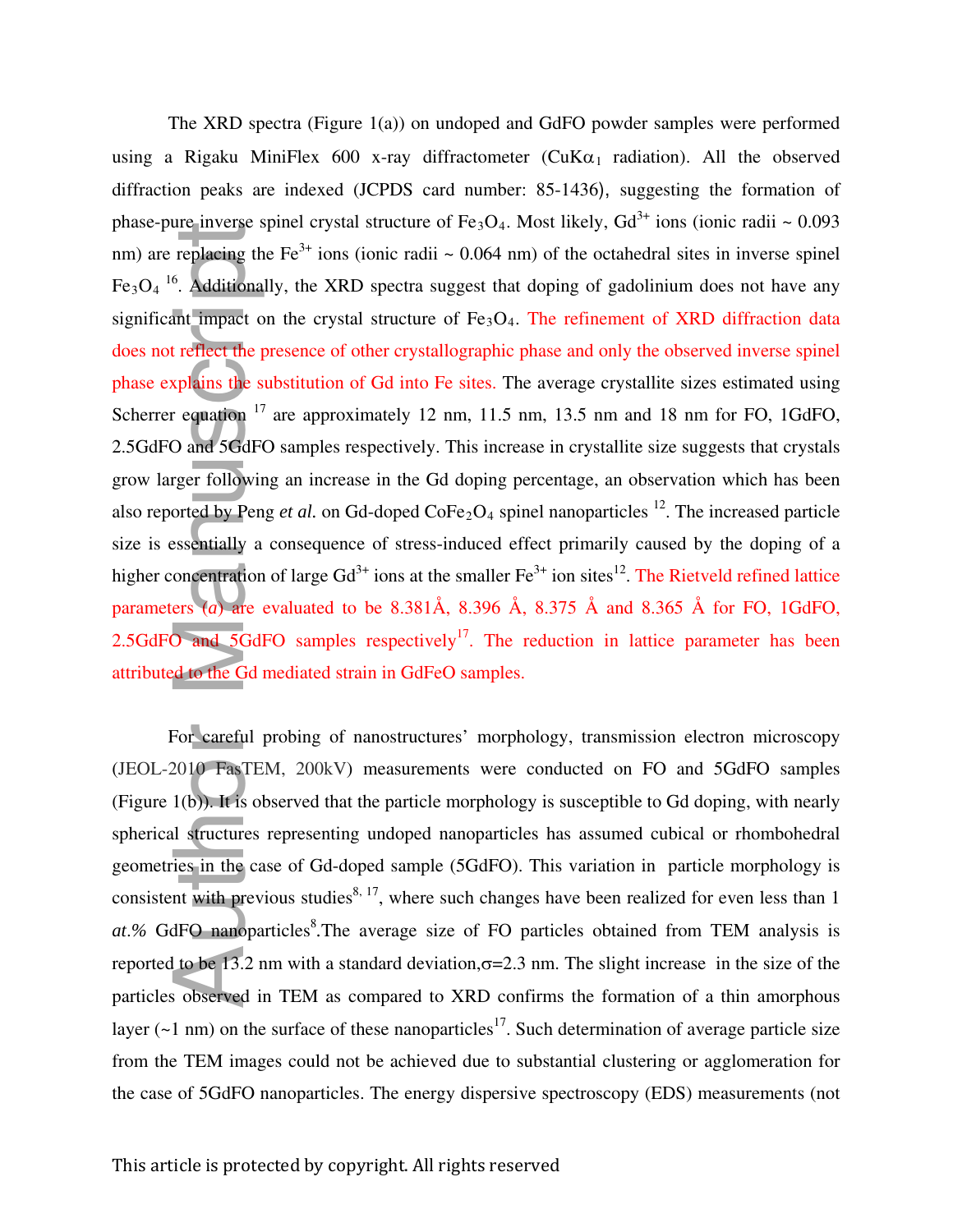The XRD spectra (Figure 1(a)) on undoped and GdFO powder samples were performed using a Rigaku MiniFlex 600 x-ray diffractometer (CuK$\alpha_1$ radiation). All the observed diffraction peaks are indexed (JCPDS card number: 85-1436), suggesting the formation of phase-pure inverse spinel crystal structure of $Fe_3O_4$. Most likely, $Gd^{3+}$ ions (ionic radii ~ 0.093 nm) are replacing the $Fe^{3+}$ ions (ionic radii ~ 0.064 nm) of the octahedral sites in inverse spinel $Fe_3O_4$ [16]. Additionally, the XRD spectra suggest that doping of gadolinium does not have any significant impact on the crystal structure of $Fe_3O_4$. The refinement of XRD diffraction data does not reflect the presence of other crystallographic phase and only the observed inverse spinel phase explains the substitution of Gd into Fe sites. The average crystallite sizes estimated using Scherrer equation [17] are approximately 12 nm, 11.5 nm, 13.5 nm and 18 nm for FO, 1GdFO, 2.5GdFO and 5GdFO samples respectively. This increase in crystallite size suggests that crystals grow larger following an increase in the Gd doping percentage, an observation which has been also reported by Peng *et al.* on Gd-doped $CoFe_2O_4$ spinel nanoparticles [12]. The increased particle size is essentially a consequence of stress-induced effect primarily caused by the doping of a higher concentration of large $Gd^{3+}$ ions at the smaller $Fe^{3+}$ ion sites[12]. The Rietveld refined lattice parameters ($a$) are evaluated to be 8.381Å, 8.396 Å, 8.375 Å and 8.365 Å for FO, 1GdFO, 2.5GdFO and 5GdFO samples respectively[17]. The reduction in lattice parameter has been attributed to the Gd mediated strain in GdFeO samples.

For careful probing of nanostructures' morphology, transmission electron microscopy (JEOL-2010 FasTEM, 200kV) measurements were conducted on FO and 5GdFO samples (Figure 1(b)). It is observed that the particle morphology is susceptible to Gd doping, with nearly spherical structures representing undoped nanoparticles has assumed cubical or rhombohedral geometries in the case of Gd-doped sample (5GdFO). This variation in particle morphology is consistent with previous studies[8, 17], where such changes have been realized for even less than 1 *at.%* GdFO nanoparticles[8].The average size of FO particles obtained from TEM analysis is reported to be 13.2 nm with a standard deviation,$\sigma$=2.3 nm. The slight increase in the size of the particles observed in TEM as compared to XRD confirms the formation of a thin amorphous layer (~1 nm) on the surface of these nanoparticles[17]. Such determination of average particle size from the TEM images could not be achieved due to substantial clustering or agglomeration for the case of 5GdFO nanoparticles. The energy dispersive spectroscopy (EDS) measurements (not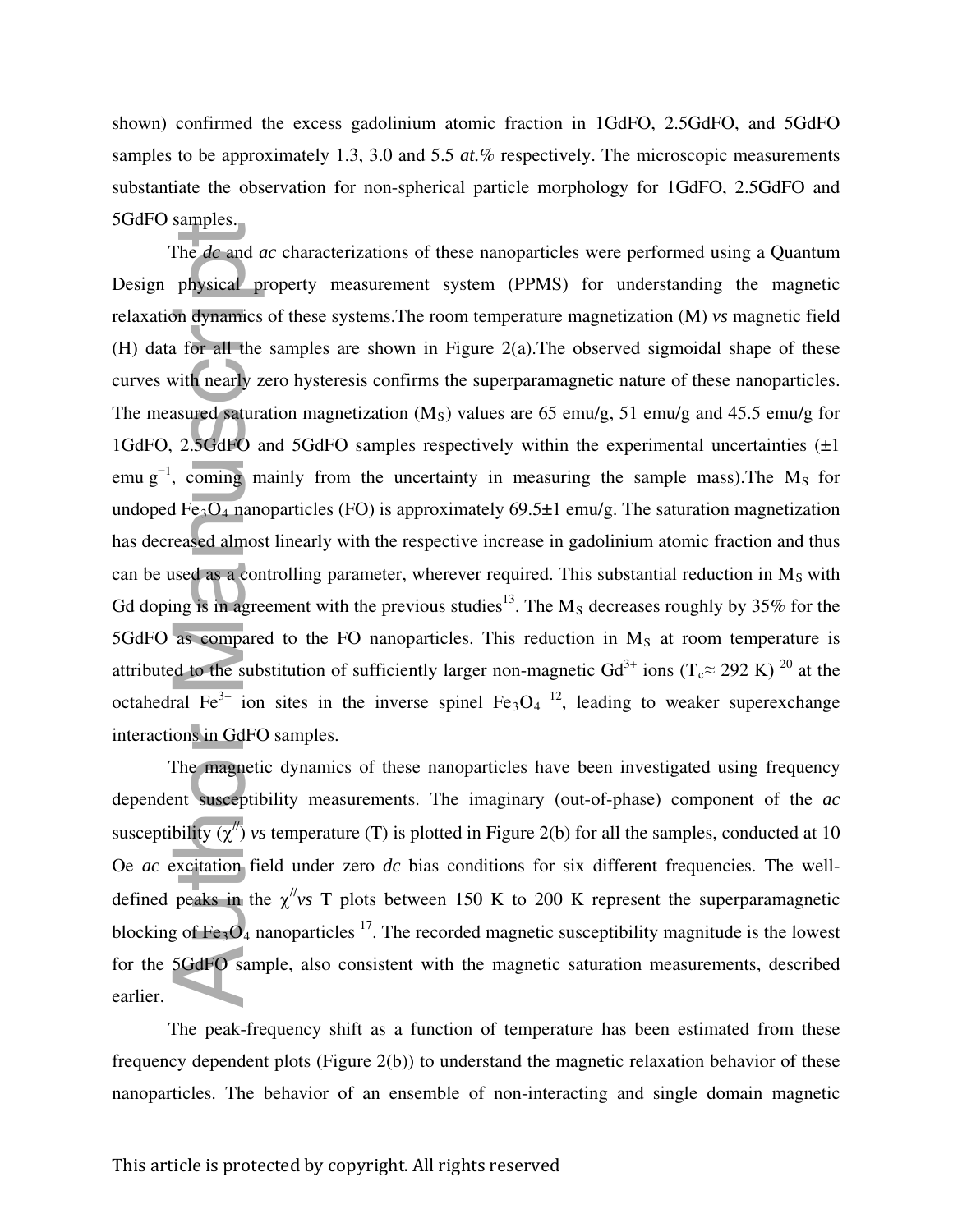shown) confirmed the excess gadolinium atomic fraction in 1GdFO, 2.5GdFO, and 5GdFO samples to be approximately 1.3, 3.0 and 5.5 *at.%* respectively. The microscopic measurements substantiate the observation for non-spherical particle morphology for 1GdFO, 2.5GdFO and 5GdFO samples.

The *dc* and *ac* characterizations of these nanoparticles were performed using a Quantum Design physical property measurement system (PPMS) for understanding the magnetic relaxation dynamics of these systems.The room temperature magnetization (M) *vs* magnetic field (H) data for all the samples are shown in Figure 2(a).The observed sigmoidal shape of these curves with nearly zero hysteresis confirms the superparamagnetic nature of these nanoparticles. The measured saturation magnetization ($M_S$) values are 65 emu/g, 51 emu/g and 45.5 emu/g for 1GdFO, 2.5GdFO and 5GdFO samples respectively within the experimental uncertainties (±1 emu $g^{-1}$, coming mainly from the uncertainty in measuring the sample mass).The $M_S$ for undoped $Fe_3O_4$ nanoparticles (FO) is approximately 69.5±1 emu/g. The saturation magnetization has decreased almost linearly with the respective increase in gadolinium atomic fraction and thus can be used as a controlling parameter, wherever required. This substantial reduction in $M_S$ with Gd doping is in agreement with the previous studies[13]. The $M_S$ decreases roughly by 35% for the 5GdFO as compared to the FO nanoparticles. This reduction in $M_S$ at room temperature is attributed to the substitution of sufficiently larger non-magnetic $Gd^{3+}$ ions ($T_c \approx 292$ K) [20] at the octahedral $Fe^{3+}$ ion sites in the inverse spinel $Fe_3O_4$ [12], leading to weaker superexchange interactions in GdFO samples.

The magnetic dynamics of these nanoparticles have been investigated using frequency dependent susceptibility measurements. The imaginary (out-of-phase) component of the *ac* susceptibility ($\chi''$) *vs* temperature (T) is plotted in Figure 2(b) for all the samples, conducted at 10 Oe *ac* excitation field under zero *dc* bias conditions for six different frequencies. The well-defined peaks in the $\chi''$*vs* T plots between 150 K to 200 K represent the superparamagnetic blocking of $Fe_3O_4$ nanoparticles [17]. The recorded magnetic susceptibility magnitude is the lowest for the 5GdFO sample, also consistent with the magnetic saturation measurements, described earlier.

The peak-frequency shift as a function of temperature has been estimated from these frequency dependent plots (Figure 2(b)) to understand the magnetic relaxation behavior of these nanoparticles. The behavior of an ensemble of non-interacting and single domain magnetic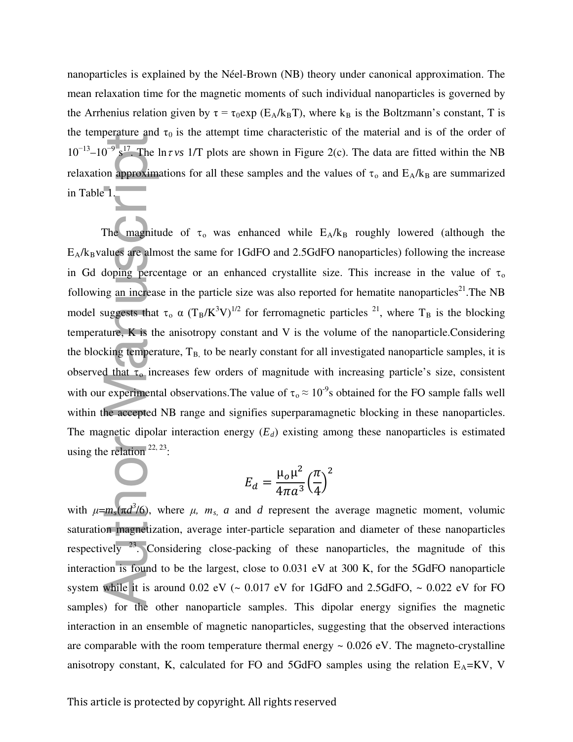nanoparticles is explained by the Néel-Brown (NB) theory under canonical approximation. The mean relaxation time for the magnetic moments of such individual nanoparticles is governed by the Arrhenius relation given by $\tau = \tau_0 \exp(E_A/k_BT)$, where $k_B$ is the Boltzmann's constant, T is the temperature and $\tau_0$ is the attempt time characteristic of the material and is of the order of $10^{-13}$–$10^{-9}$ s [17]. The $\ln\tau$ *vs* 1/T plots are shown in Figure 2(c). The data are fitted within the NB relaxation approximations for all these samples and the values of $\tau_o$ and $E_A/k_B$ are summarized in Table 1.

The magnitude of $\tau_o$ was enhanced while $E_A/k_B$ roughly lowered (although the $E_A/k_B$ values are almost the same for 1GdFO and 2.5GdFO nanoparticles) following the increase in Gd doping percentage or an enhanced crystallite size. This increase in the value of $\tau_o$ following an increase in the particle size was also reported for hematite nanoparticles[21].The NB model suggests that $\tau_o \propto (T_B/K^3V)^{1/2}$ for ferromagnetic particles [21], where $T_B$ is the blocking temperature, K is the anisotropy constant and V is the volume of the nanoparticle.Considering the blocking temperature, $T_B$, to be nearly constant for all investigated nanoparticle samples, it is observed that $\tau_o$ increases few orders of magnitude with increasing particle's size, consistent with our experimental observations.The value of $\tau_o \approx 10^{-9}$s obtained for the FO sample falls well within the accepted NB range and signifies superparamagnetic blocking in these nanoparticles. The magnetic dipolar interaction energy ($E_d$) existing among these nanoparticles is estimated using the relation [22, 23]:

$$E_d = \frac{\mu_o \mu^2}{4\pi a^3}\left(\frac{\pi}{4}\right)^2$$

with $\mu = m_s(\pi d^3/6)$, where $\mu$, $m_s$, $a$ and $d$ represent the average magnetic moment, volumic saturation magnetization, average inter-particle separation and diameter of these nanoparticles respectively [23]. Considering close-packing of these nanoparticles, the magnitude of this interaction is found to be the largest, close to 0.031 eV at 300 K, for the 5GdFO nanoparticle system while it is around 0.02 eV (~ 0.017 eV for 1GdFO and 2.5GdFO, ~ 0.022 eV for FO samples) for the other nanoparticle samples. This dipolar energy signifies the magnetic interaction in an ensemble of magnetic nanoparticles, suggesting that the observed interactions are comparable with the room temperature thermal energy ~ 0.026 eV. The magneto-crystalline anisotropy constant, K, calculated for FO and 5GdFO samples using the relation $E_A = KV$, V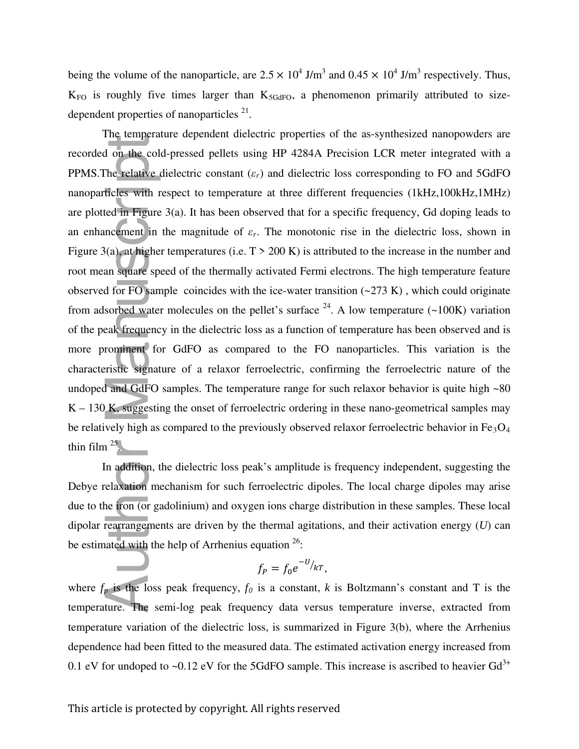being the volume of the nanoparticle, are $2.5 \times 10^4$ J/m$^3$ and $0.45 \times 10^4$ J/m$^3$ respectively. Thus, $K_{FO}$ is roughly five times larger than $K_{5GdFO}$, a phenomenon primarily attributed to size-dependent properties of nanoparticles [21].

The temperature dependent dielectric properties of the as-synthesized nanopowders are recorded on the cold-pressed pellets using HP 4284A Precision LCR meter integrated with a PPMS.The relative dielectric constant ($\varepsilon_r$) and dielectric loss corresponding to FO and 5GdFO nanoparticles with respect to temperature at three different frequencies (1kHz,100kHz,1MHz) are plotted in Figure 3(a). It has been observed that for a specific frequency, Gd doping leads to an enhancement in the magnitude of $\varepsilon_r$. The monotonic rise in the dielectric loss, shown in Figure 3(a), at higher temperatures (i.e. T > 200 K) is attributed to the increase in the number and root mean square speed of the thermally activated Fermi electrons. The high temperature feature observed for FO sample coincides with the ice-water transition (~273 K) , which could originate from adsorbed water molecules on the pellet's surface [24]. A low temperature (~100K) variation of the peak frequency in the dielectric loss as a function of temperature has been observed and is more prominent for GdFO as compared to the FO nanoparticles. This variation is the characteristic signature of a relaxor ferroelectric, confirming the ferroelectric nature of the undoped and GdFO samples. The temperature range for such relaxor behavior is quite high ~80 K – 130 K, suggesting the onset of ferroelectric ordering in these nano-geometrical samples may be relatively high as compared to the previously observed relaxor ferroelectric behavior in $Fe_3O_4$ thin film [25].

In addition, the dielectric loss peak's amplitude is frequency independent, suggesting the Debye relaxation mechanism for such ferroelectric dipoles. The local charge dipoles may arise due to the iron (or gadolinium) and oxygen ions charge distribution in these samples. These local dipolar rearrangements are driven by the thermal agitations, and their activation energy ($U$) can be estimated with the help of Arrhenius equation [26]:

$$f_P = f_0 e^{-U/kT},$$

where $f_p$ is the loss peak frequency, $f_0$ is a constant, $k$ is Boltzmann's constant and T is the temperature. The semi-log peak frequency data versus temperature inverse, extracted from temperature variation of the dielectric loss, is summarized in Figure 3(b), where the Arrhenius dependence had been fitted to the measured data. The estimated activation energy increased from 0.1 eV for undoped to ~0.12 eV for the 5GdFO sample. This increase is ascribed to heavier $Gd^{3+}$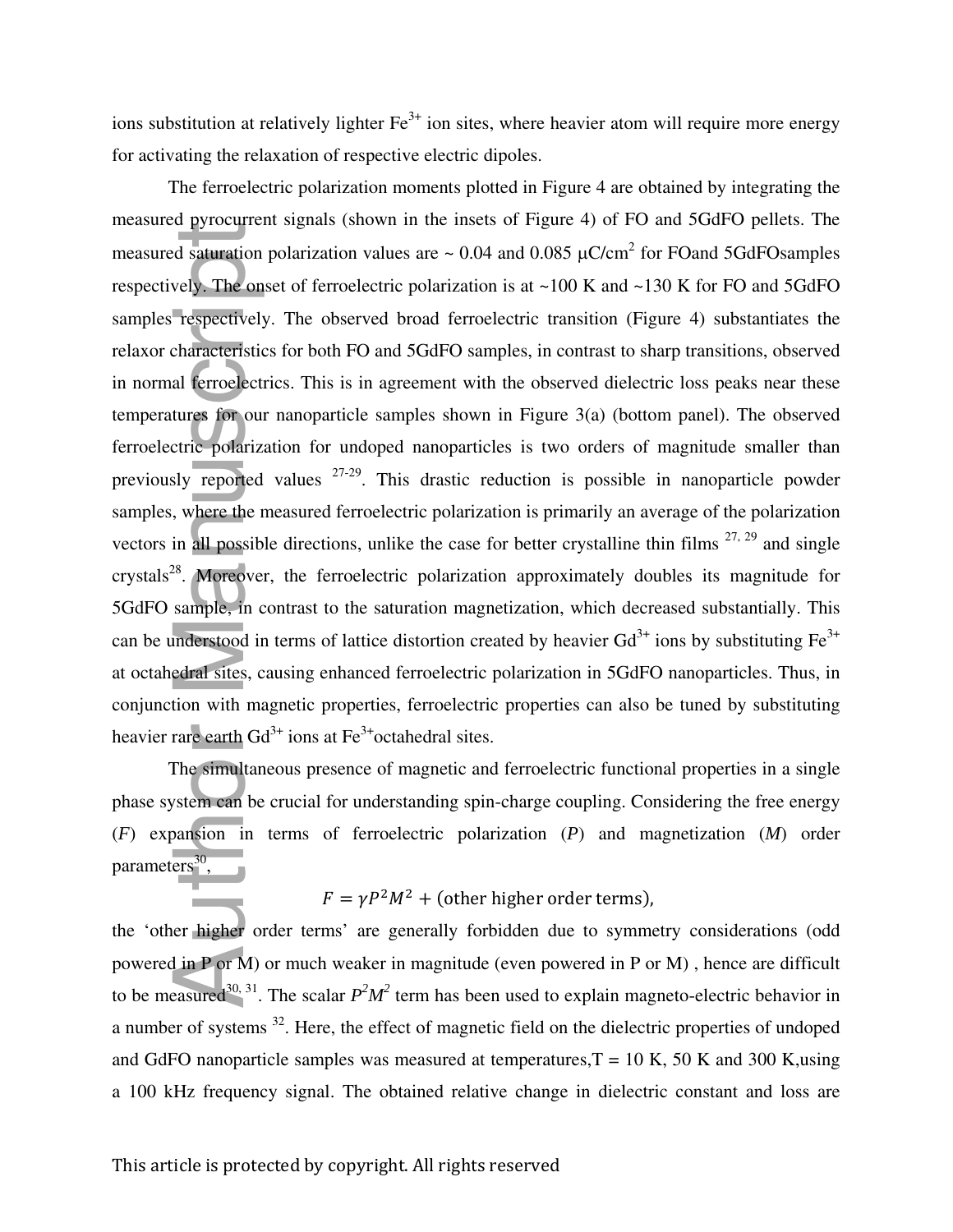ions substitution at relatively lighter $Fe^{3+}$ ion sites, where heavier atom will require more energy for activating the relaxation of respective electric dipoles.

The ferroelectric polarization moments plotted in Figure 4 are obtained by integrating the measured pyrocurrent signals (shown in the insets of Figure 4) of FO and 5GdFO pellets. The measured saturation polarization values are ~ 0.04 and 0.085 μC/cm$^2$ for FOand 5GdFOsamples respectively. The onset of ferroelectric polarization is at ~100 K and ~130 K for FO and 5GdFO samples respectively. The observed broad ferroelectric transition (Figure 4) substantiates the relaxor characteristics for both FO and 5GdFO samples, in contrast to sharp transitions, observed in normal ferroelectrics. This is in agreement with the observed dielectric loss peaks near these temperatures for our nanoparticle samples shown in Figure 3(a) (bottom panel). The observed ferroelectric polarization for undoped nanoparticles is two orders of magnitude smaller than previously reported values [27-29]. This drastic reduction is possible in nanoparticle powder samples, where the measured ferroelectric polarization is primarily an average of the polarization vectors in all possible directions, unlike the case for better crystalline thin films [27, 29] and single crystals[28]. Moreover, the ferroelectric polarization approximately doubles its magnitude for 5GdFO sample, in contrast to the saturation magnetization, which decreased substantially. This can be understood in terms of lattice distortion created by heavier $Gd^{3+}$ ions by substituting $Fe^{3+}$ at octahedral sites, causing enhanced ferroelectric polarization in 5GdFO nanoparticles. Thus, in conjunction with magnetic properties, ferroelectric properties can also be tuned by substituting heavier rare earth $Gd^{3+}$ ions at $Fe^{3+}$octahedral sites.

The simultaneous presence of magnetic and ferroelectric functional properties in a single phase system can be crucial for understanding spin-charge coupling. Considering the free energy ($F$) expansion in terms of ferroelectric polarization ($P$) and magnetization ($M$) order parameters[30],

$$F = \gamma P^2 M^2 + \text{(other higher order terms)},$$

the 'other higher order terms' are generally forbidden due to symmetry considerations (odd powered in P or M) or much weaker in magnitude (even powered in P or M) , hence are difficult to be measured[30, 31]. The scalar $P^2M^2$ term has been used to explain magneto-electric behavior in a number of systems [32]. Here, the effect of magnetic field on the dielectric properties of undoped and GdFO nanoparticle samples was measured at temperatures,T = 10 K, 50 K and 300 K,using a 100 kHz frequency signal. The obtained relative change in dielectric constant and loss are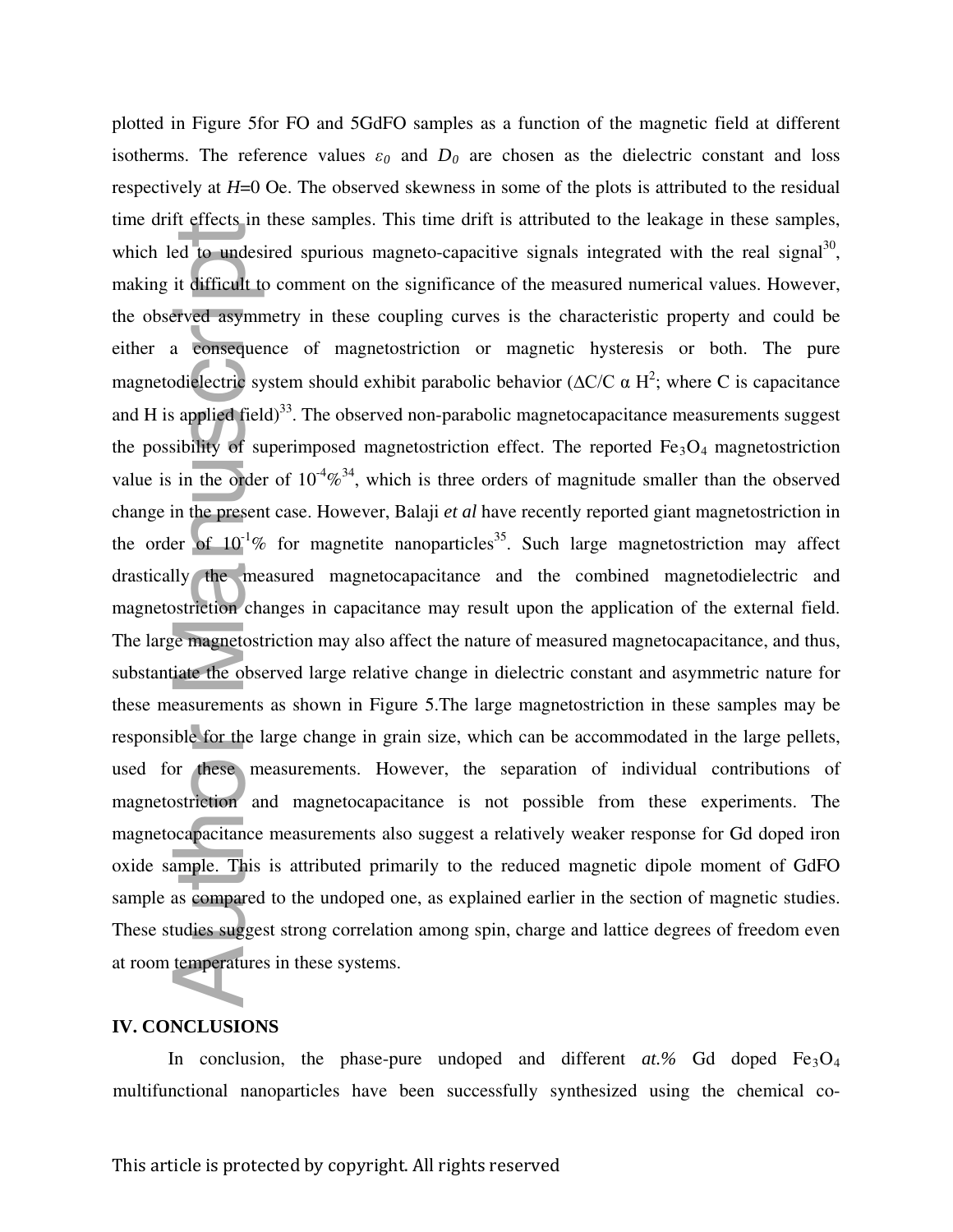plotted in Figure 5for FO and 5GdFO samples as a function of the magnetic field at different isotherms. The reference values $\varepsilon_0$ and $D_0$ are chosen as the dielectric constant and loss respectively at $H$=0 Oe. The observed skewness in some of the plots is attributed to the residual time drift effects in these samples. This time drift is attributed to the leakage in these samples, which led to undesired spurious magneto-capacitive signals integrated with the real signal[30], making it difficult to comment on the significance of the measured numerical values. However, the observed asymmetry in these coupling curves is the characteristic property and could be either a consequence of magnetostriction or magnetic hysteresis or both. The pure magnetodielectric system should exhibit parabolic behavior ($\Delta C/C \propto H^2$; where C is capacitance and H is applied field)[33]. The observed non-parabolic magnetocapacitance measurements suggest the possibility of superimposed magnetostriction effect. The reported $Fe_3O_4$ magnetostriction value is in the order of $10^{-4}\%$[34], which is three orders of magnitude smaller than the observed change in the present case. However, Balaji *et al* have recently reported giant magnetostriction in the order of $10^{-1}\%$ for magnetite nanoparticles[35]. Such large magnetostriction may affect drastically the measured magnetocapacitance and the combined magnetodielectric and magnetostriction changes in capacitance may result upon the application of the external field. The large magnetostriction may also affect the nature of measured magnetocapacitance, and thus, substantiate the observed large relative change in dielectric constant and asymmetric nature for these measurements as shown in Figure 5.The large magnetostriction in these samples may be responsible for the large change in grain size, which can be accommodated in the large pellets, used for these measurements. However, the separation of individual contributions of magnetostriction and magnetocapacitance is not possible from these experiments. The magnetocapacitance measurements also suggest a relatively weaker response for Gd doped iron oxide sample. This is attributed primarily to the reduced magnetic dipole moment of GdFO sample as compared to the undoped one, as explained earlier in the section of magnetic studies. These studies suggest strong correlation among spin, charge and lattice degrees of freedom even at room temperatures in these systems.

## IV. CONCLUSIONS

In conclusion, the phase-pure undoped and different *at.%* Gd doped $Fe_3O_4$ multifunctional nanoparticles have been successfully synthesized using the chemical co-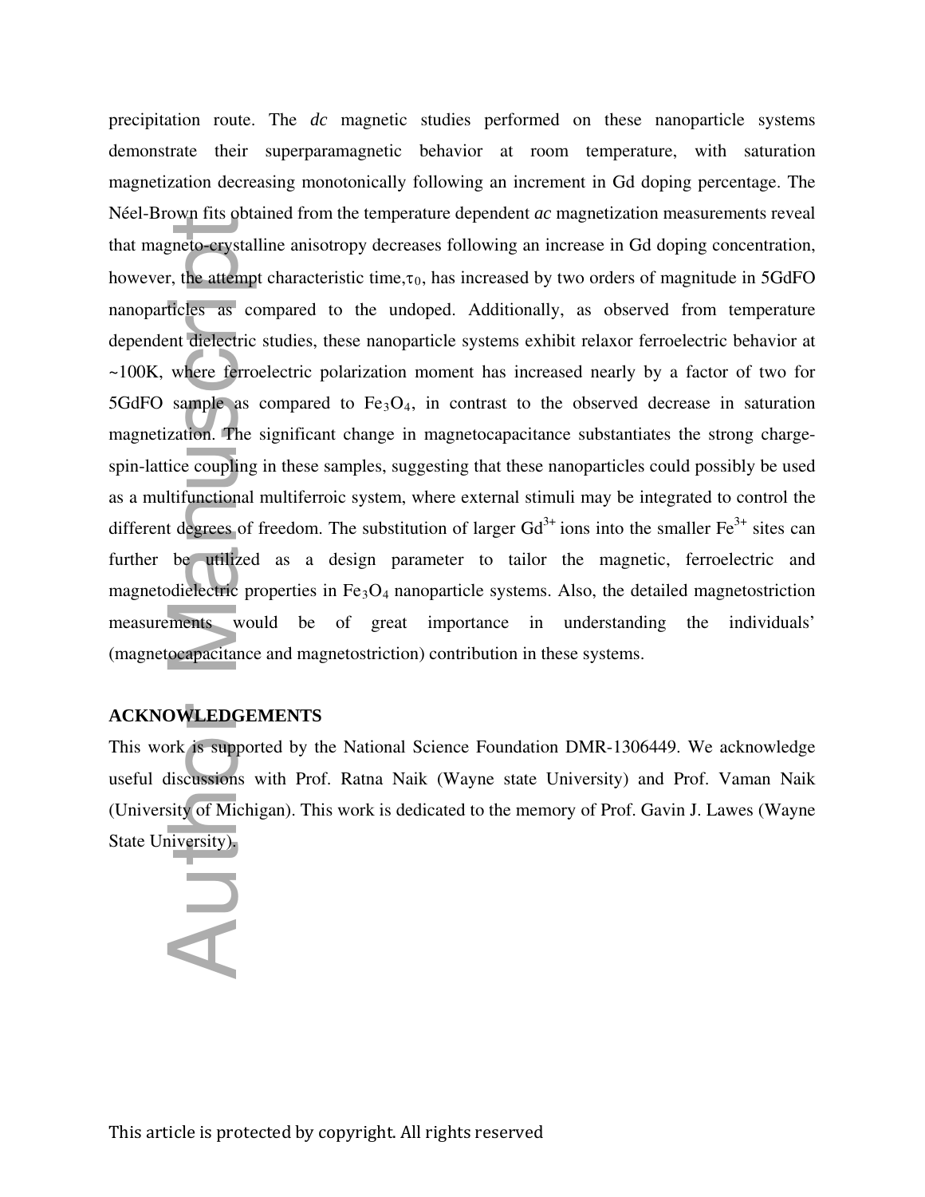precipitation route. The *dc* magnetic studies performed on these nanoparticle systems demonstrate their superparamagnetic behavior at room temperature, with saturation magnetization decreasing monotonically following an increment in Gd doping percentage. The Néel-Brown fits obtained from the temperature dependent *ac* magnetization measurements reveal that magneto-crystalline anisotropy decreases following an increase in Gd doping concentration, however, the attempt characteristic time, $\tau_0$, has increased by two orders of magnitude in 5GdFO nanoparticles as compared to the undoped. Additionally, as observed from temperature dependent dielectric studies, these nanoparticle systems exhibit relaxor ferroelectric behavior at ~100K, where ferroelectric polarization moment has increased nearly by a factor of two for 5GdFO sample as compared to $Fe_3O_4$, in contrast to the observed decrease in saturation magnetization. The significant change in magnetocapacitance substantiates the strong charge-spin-lattice coupling in these samples, suggesting that these nanoparticles could possibly be used as a multifunctional multiferroic system, where external stimuli may be integrated to control the different degrees of freedom. The substitution of larger $Gd^{3+}$ ions into the smaller $Fe^{3+}$ sites can further be utilized as a design parameter to tailor the magnetic, ferroelectric and magnetodielectric properties in $Fe_3O_4$ nanoparticle systems. Also, the detailed magnetostriction measurements would be of great importance in understanding the individuals' (magnetocapacitance and magnetostriction) contribution in these systems.

## ACKNOWLEDGEMENTS

This work is supported by the National Science Foundation DMR-1306449. We acknowledge useful discussions with Prof. Ratna Naik (Wayne state University) and Prof. Vaman Naik (University of Michigan). This work is dedicated to the memory of Prof. Gavin J. Lawes (Wayne State University).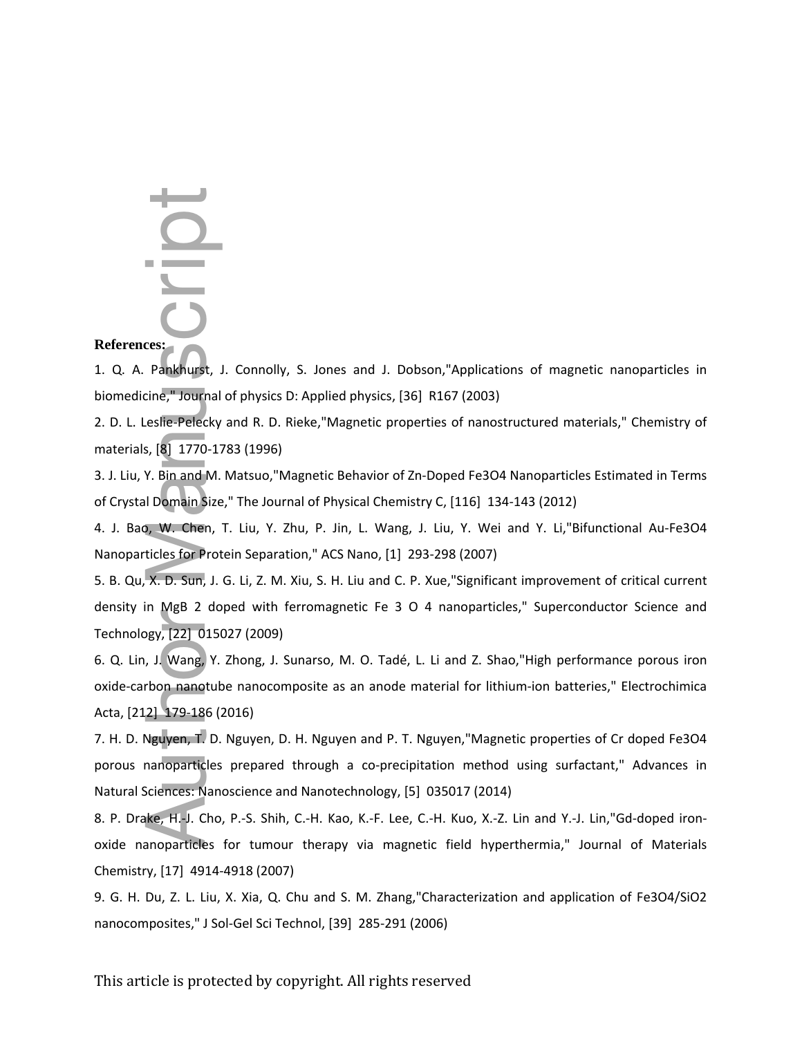**References:**

1. Q. A. Pankhurst, J. Connolly, S. Jones and J. Dobson,"Applications of magnetic nanoparticles in biomedicine," Journal of physics D: Applied physics, [36] R167 (2003)

2. D. L. Leslie-Pelecky and R. D. Rieke,"Magnetic properties of nanostructured materials," Chemistry of materials, [8] 1770-1783 (1996)

3. J. Liu, Y. Bin and M. Matsuo,"Magnetic Behavior of Zn-Doped $Fe_3O_4$ Nanoparticles Estimated in Terms of Crystal Domain Size," The Journal of Physical Chemistry C, [116] 134-143 (2012)

4. J. Bao, W. Chen, T. Liu, Y. Zhu, P. Jin, L. Wang, J. Liu, Y. Wei and Y. Li,"Bifunctional Au-$Fe_3O_4$ Nanoparticles for Protein Separation," ACS Nano, [1] 293-298 (2007)

5. B. Qu, X. D. Sun, J. G. Li, Z. M. Xiu, S. H. Liu and C. P. Xue,"Significant improvement of critical current density in $MgB_2$ doped with ferromagnetic $Fe_3O_4$ nanoparticles," Superconductor Science and Technology, [22] 015027 (2009)

6. Q. Lin, J. Wang, Y. Zhong, J. Sunarso, M. O. Tadé, L. Li and Z. Shao,"High performance porous iron oxide-carbon nanotube nanocomposite as an anode material for lithium-ion batteries," Electrochimica Acta, [212] 179-186 (2016)

7. H. D. Nguyen, T. D. Nguyen, D. H. Nguyen and P. T. Nguyen,"Magnetic properties of Cr doped $Fe_3O_4$ porous nanoparticles prepared through a co-precipitation method using surfactant," Advances in Natural Sciences: Nanoscience and Nanotechnology, [5] 035017 (2014)

8. P. Drake, H.-J. Cho, P.-S. Shih, C.-H. Kao, K.-F. Lee, C.-H. Kuo, X.-Z. Lin and Y.-J. Lin,"Gd-doped iron-oxide nanoparticles for tumour therapy via magnetic field hyperthermia," Journal of Materials Chemistry, [17] 4914-4918 (2007)

9. G. H. Du, Z. L. Liu, X. Xia, Q. Chu and S. M. Zhang,"Characterization and application of $Fe_3O_4/SiO_2$ nanocomposites," J Sol-Gel Sci Technol, [39] 285-291 (2006)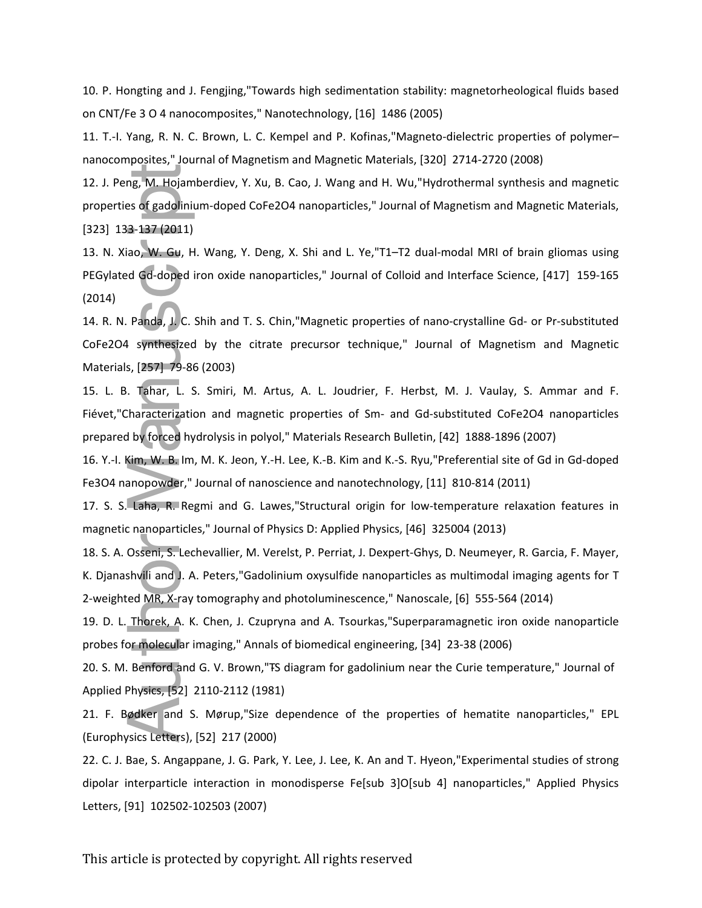10. P. Hongting and J. Fengjing,"Towards high sedimentation stability: magnetorheological fluids based on CNT/Fe 3 O 4 nanocomposites," Nanotechnology, [16] 1486 (2005)

11. T.-I. Yang, R. N. C. Brown, L. C. Kempel and P. Kofinas,"Magneto-dielectric properties of polymer–nanocomposites," Journal of Magnetism and Magnetic Materials, [320] 2714-2720 (2008)

12. J. Peng, M. Hojamberdiev, Y. Xu, B. Cao, J. Wang and H. Wu,"Hydrothermal synthesis and magnetic properties of gadolinium-doped CoFe2O4 nanoparticles," Journal of Magnetism and Magnetic Materials, [323] 133-137 (2011)

13. N. Xiao, W. Gu, H. Wang, Y. Deng, X. Shi and L. Ye,"T1–T2 dual-modal MRI of brain gliomas using PEGylated Gd-doped iron oxide nanoparticles," Journal of Colloid and Interface Science, [417] 159-165 (2014)

14. R. N. Panda, J. C. Shih and T. S. Chin,"Magnetic properties of nano-crystalline Gd- or Pr-substituted CoFe2O4 synthesized by the citrate precursor technique," Journal of Magnetism and Magnetic Materials, [257] 79-86 (2003)

15. L. B. Tahar, L. S. Smiri, M. Artus, A. L. Joudrier, F. Herbst, M. J. Vaulay, S. Ammar and F. Fiévet,"Characterization and magnetic properties of Sm- and Gd-substituted CoFe2O4 nanoparticles prepared by forced hydrolysis in polyol," Materials Research Bulletin, [42] 1888-1896 (2007)

16. Y.-I. Kim, W. B. Im, M. K. Jeon, Y.-H. Lee, K.-B. Kim and K.-S. Ryu,"Preferential site of Gd in Gd-doped Fe3O4 nanopowder," Journal of nanoscience and nanotechnology, [11] 810-814 (2011)

17. S. S. Laha, R. Regmi and G. Lawes,"Structural origin for low-temperature relaxation features in magnetic nanoparticles," Journal of Physics D: Applied Physics, [46] 325004 (2013)

18. S. A. Osseni, S. Lechevallier, M. Verelst, P. Perriat, J. Dexpert-Ghys, D. Neumeyer, R. Garcia, F. Mayer, K. Djanashvili and J. A. Peters,"Gadolinium oxysulfide nanoparticles as multimodal imaging agents for T 2-weighted MR, X-ray tomography and photoluminescence," Nanoscale, [6] 555-564 (2014)

19. D. L. Thorek, A. K. Chen, J. Czupryna and A. Tsourkas,"Superparamagnetic iron oxide nanoparticle probes for molecular imaging," Annals of biomedical engineering, [34] 23-38 (2006)

20. S. M. Benford and G. V. Brown,"T̶S diagram for gadolinium near the Curie temperature," Journal of Applied Physics, [52] 2110-2112 (1981)

21. F. Bødker and S. Mørup,"Size dependence of the properties of hematite nanoparticles," EPL (Europhysics Letters), [52] 217 (2000)

22. C. J. Bae, S. Angappane, J. G. Park, Y. Lee, J. Lee, K. An and T. Hyeon,"Experimental studies of strong dipolar interparticle interaction in monodisperse Fe[sub 3]O[sub 4] nanoparticles," Applied Physics Letters, [91] 102502-102503 (2007)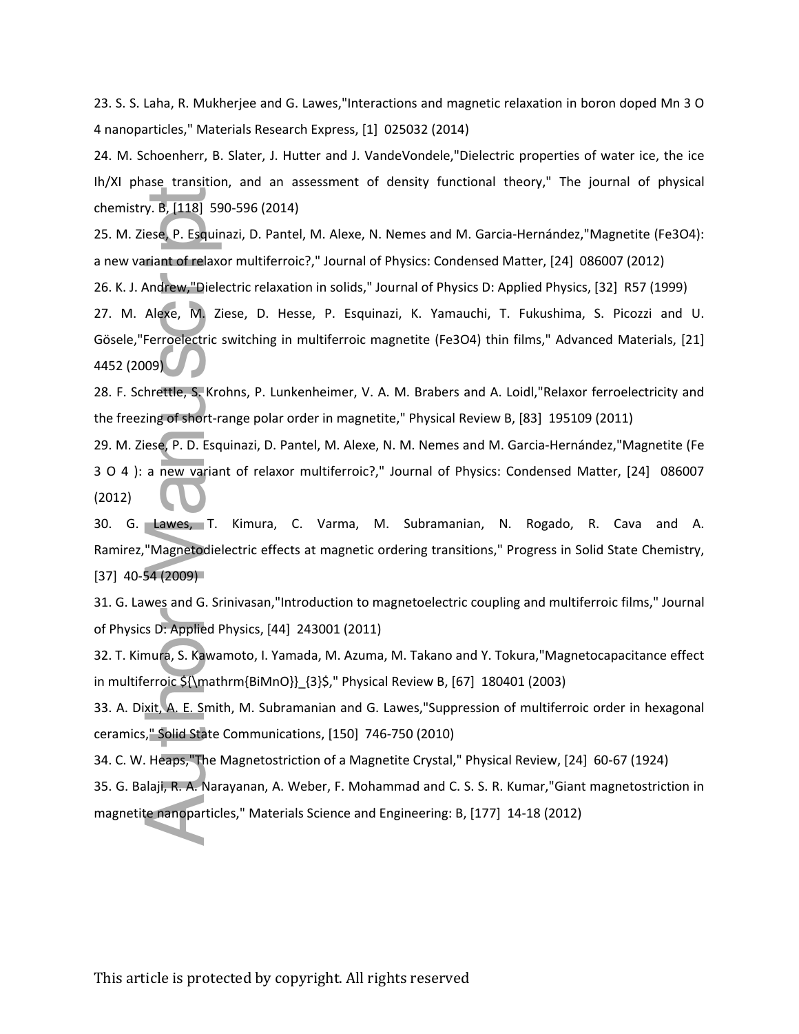23. S. S. Laha, R. Mukherjee and G. Lawes,"Interactions and magnetic relaxation in boron doped Mn 3 O 4 nanoparticles," Materials Research Express, [1] 025032 (2014)

24. M. Schoenherr, B. Slater, J. Hutter and J. VandeVondele,"Dielectric properties of water ice, the ice Ih/XI phase transition, and an assessment of density functional theory," The journal of physical chemistry. B, [118] 590-596 (2014)

25. M. Ziese, P. Esquinazi, D. Pantel, M. Alexe, N. Nemes and M. Garcia-Hernández,"Magnetite (Fe3O4): a new variant of relaxor multiferroic?," Journal of Physics: Condensed Matter, [24] 086007 (2012)

26. K. J. Andrew,"Dielectric relaxation in solids," Journal of Physics D: Applied Physics, [32] R57 (1999)

27. M. Alexe, M. Ziese, D. Hesse, P. Esquinazi, K. Yamauchi, T. Fukushima, S. Picozzi and U. Gösele,"Ferroelectric switching in multiferroic magnetite (Fe3O4) thin films," Advanced Materials, [21] 4452 (2009)

28. F. Schrettle, S. Krohns, P. Lunkenheimer, V. A. M. Brabers and A. Loidl,"Relaxor ferroelectricity and the freezing of short-range polar order in magnetite," Physical Review B, [83] 195109 (2011)

29. M. Ziese, P. D. Esquinazi, D. Pantel, M. Alexe, N. M. Nemes and M. Garcia-Hernández,"Magnetite (Fe 3 O 4 ): a new variant of relaxor multiferroic?," Journal of Physics: Condensed Matter, [24] 086007 (2012)

30. G. Lawes, T. Kimura, C. Varma, M. Subramanian, N. Rogado, R. Cava and A. Ramirez,"Magnetodielectric effects at magnetic ordering transitions," Progress in Solid State Chemistry, [37] 40-54 (2009)

31. G. Lawes and G. Srinivasan,"Introduction to magnetoelectric coupling and multiferroic films," Journal of Physics D: Applied Physics, [44] 243001 (2011)

32. T. Kimura, S. Kawamoto, I. Yamada, M. Azuma, M. Takano and Y. Tokura,"Magnetocapacitance effect in multiferroic ${\mathrm{BiMnO}}_{3}$," Physical Review B, [67] 180401 (2003)

33. A. Dixit, A. E. Smith, M. Subramanian and G. Lawes,"Suppression of multiferroic order in hexagonal ceramics," Solid State Communications, [150] 746-750 (2010)

34. C. W. Heaps,"The Magnetostriction of a Magnetite Crystal," Physical Review, [24] 60-67 (1924)

35. G. Balaji, R. A. Narayanan, A. Weber, F. Mohammad and C. S. S. R. Kumar,"Giant magnetostriction in magnetite nanoparticles," Materials Science and Engineering: B, [177] 14-18 (2012)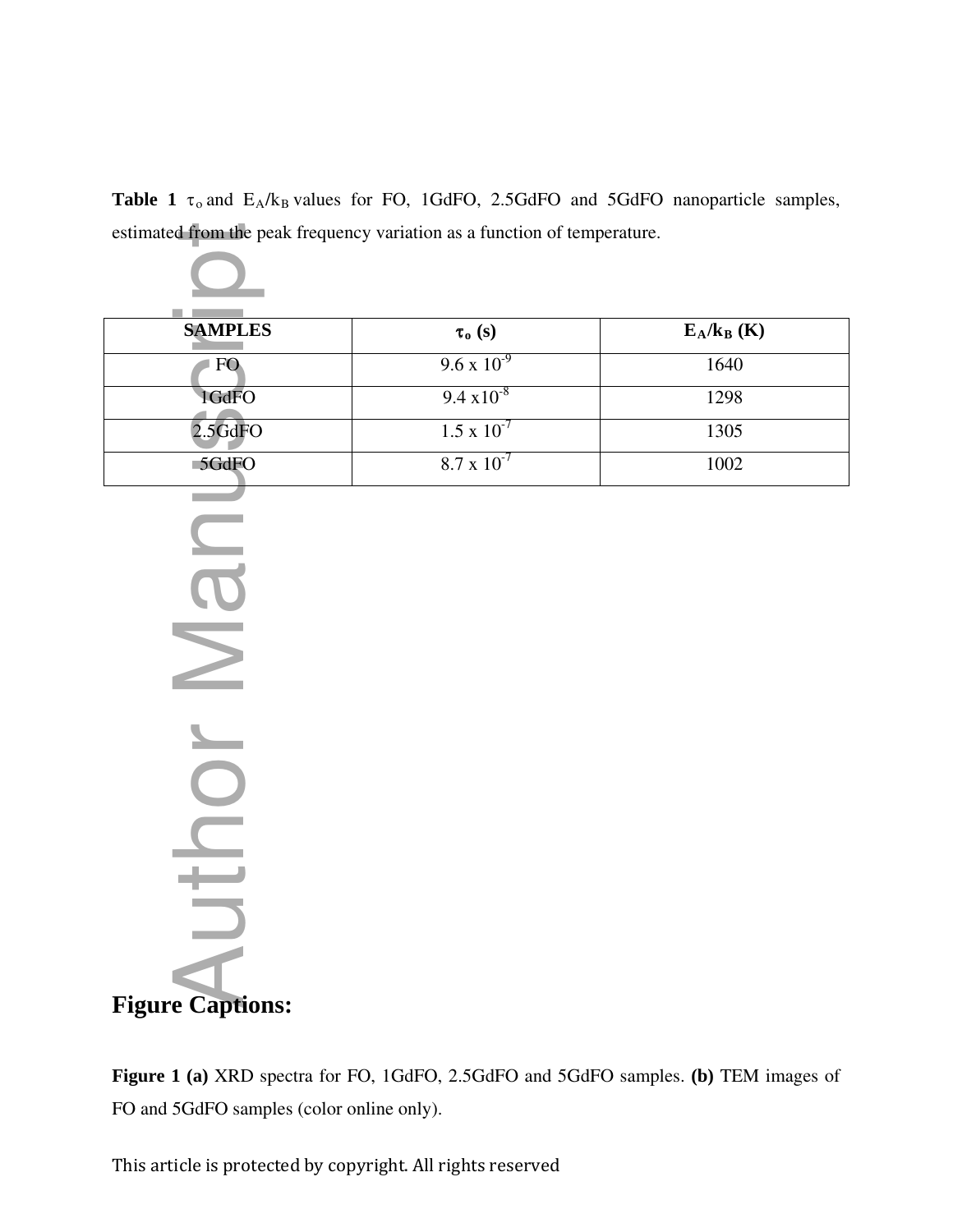**Table 1** $\tau_o$ and $E_A/k_B$ values for FO, 1GdFO, 2.5GdFO and 5GdFO nanoparticle samples, estimated from the peak frequency variation as a function of temperature.

| SAMPLES | $\tau_o$ (s) | $E_A/k_B$ (K) |
| --- | --- | --- |
| FO | $9.6 \times 10^{-9}$ | 1640 |
| 1GdFO | $9.4 \times 10^{-8}$ | 1298 |
| 2.5GdFO | $1.5 \times 10^{-7}$ | 1305 |
| 5GdFO | $8.7 \times 10^{-7}$ | 1002 |

# Figure Captions:

**Figure 1 (a)** XRD spectra for FO, 1GdFO, 2.5GdFO and 5GdFO samples. **(b)** TEM images of FO and 5GdFO samples (color online only).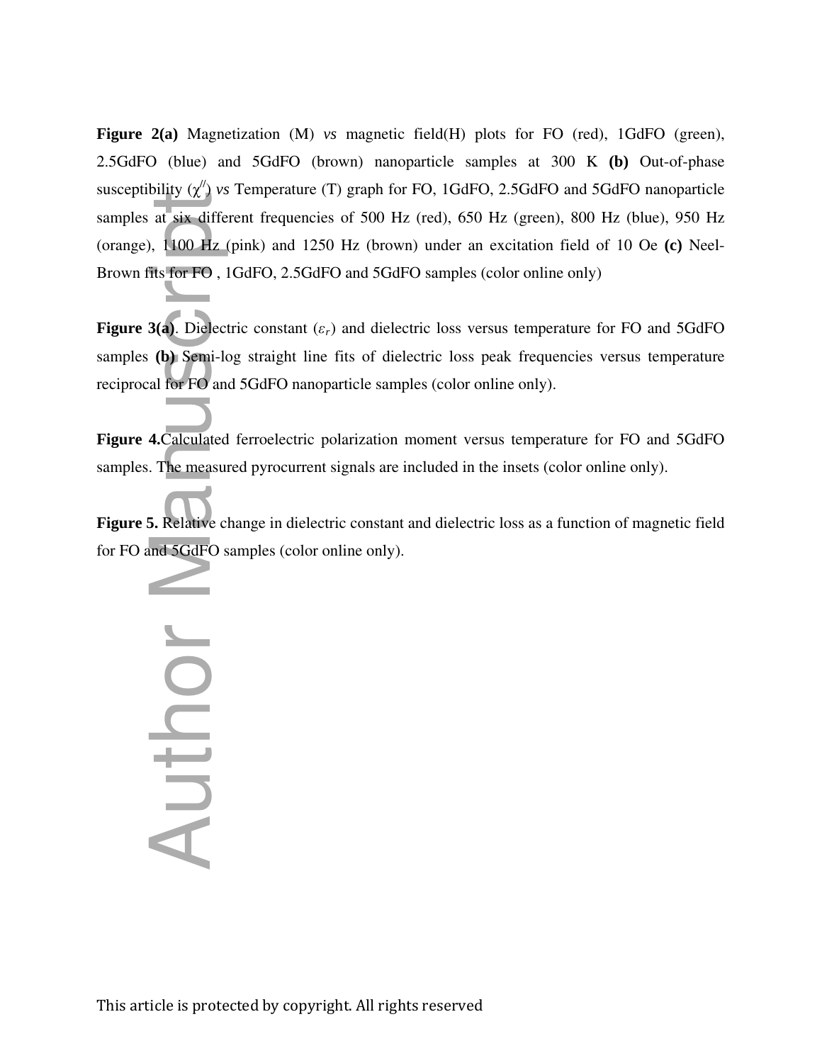**Figure 2(a)** Magnetization (M) *vs* magnetic field(H) plots for FO (red), 1GdFO (green), 2.5GdFO (blue) and 5GdFO (brown) nanoparticle samples at 300 K **(b)** Out-of-phase susceptibility ($\chi^{//}$) *vs* Temperature (T) graph for FO, 1GdFO, 2.5GdFO and 5GdFO nanoparticle samples at six different frequencies of 500 Hz (red), 650 Hz (green), 800 Hz (blue), 950 Hz (orange), 1100 Hz (pink) and 1250 Hz (brown) under an excitation field of 10 Oe **(c)** Neel-Brown fits for FO , 1GdFO, 2.5GdFO and 5GdFO samples (color online only)

**Figure 3(a)**. Dielectric constant ($\varepsilon_r$) and dielectric loss versus temperature for FO and 5GdFO samples **(b)** Semi-log straight line fits of dielectric loss peak frequencies versus temperature reciprocal for FO and 5GdFO nanoparticle samples (color online only).

**Figure 4.**Calculated ferroelectric polarization moment versus temperature for FO and 5GdFO samples. The measured pyrocurrent signals are included in the insets (color online only).

**Figure 5.** Relative change in dielectric constant and dielectric loss as a function of magnetic field for FO and 5GdFO samples (color online only).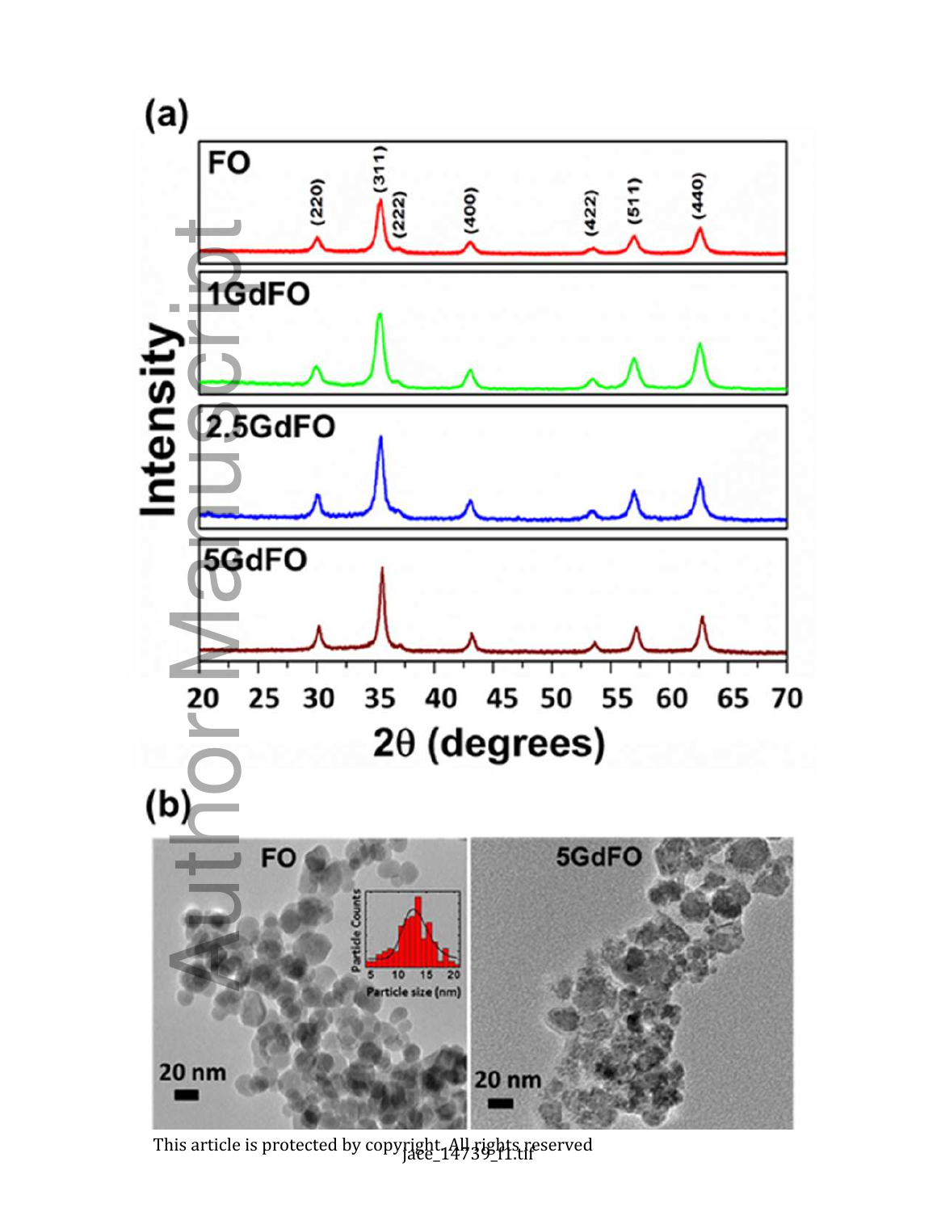jace_14739_f1.tif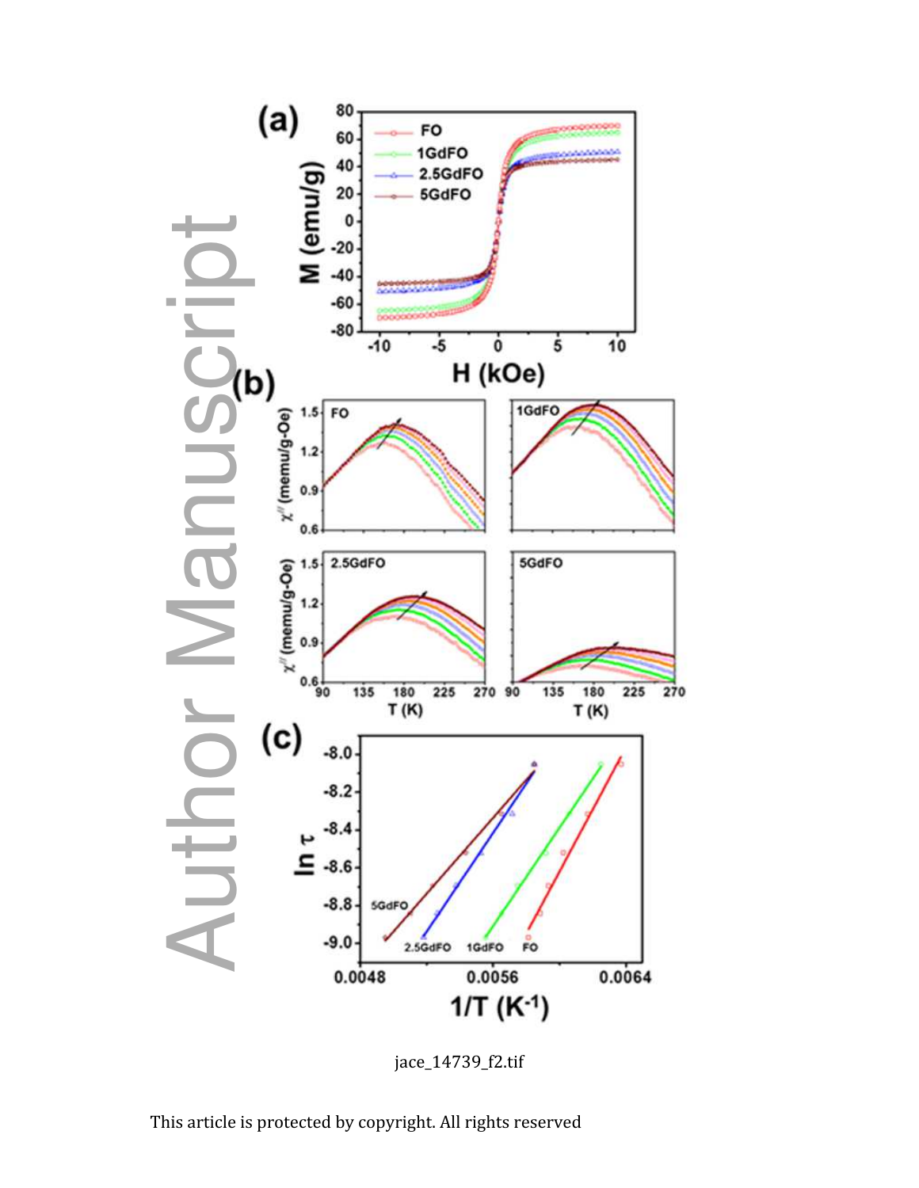jace_14739_f2.tif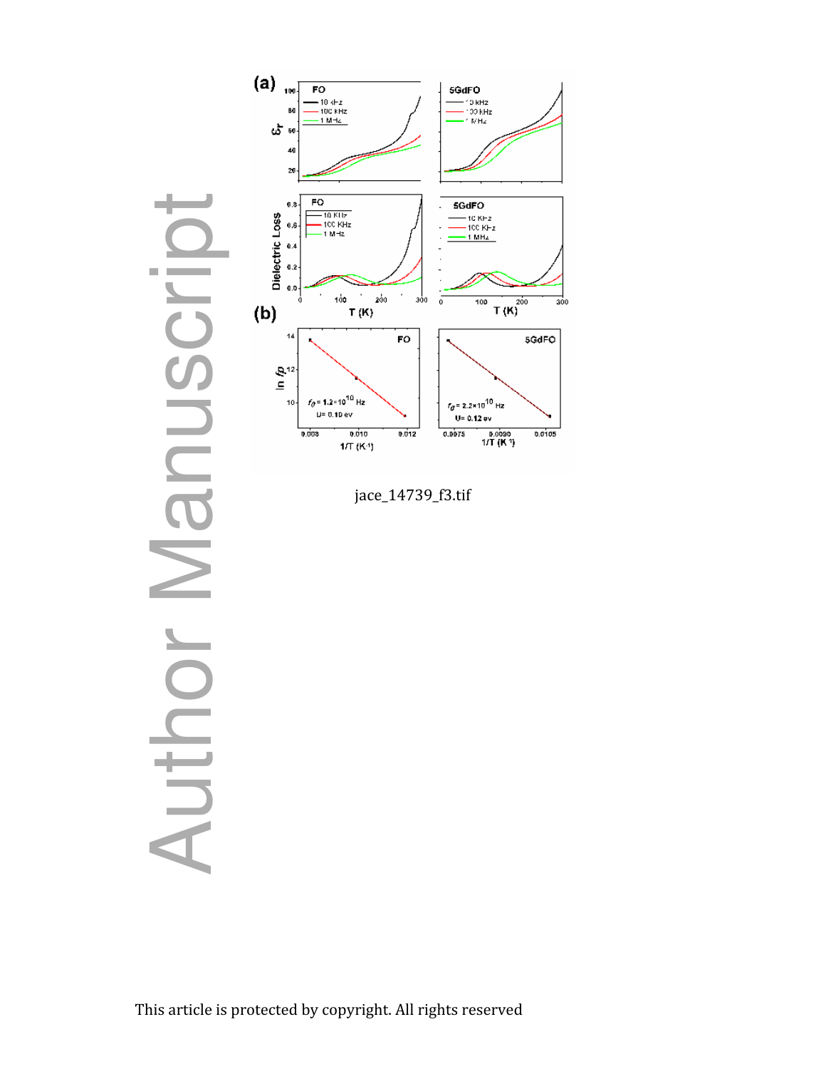jace_14739_f3.tif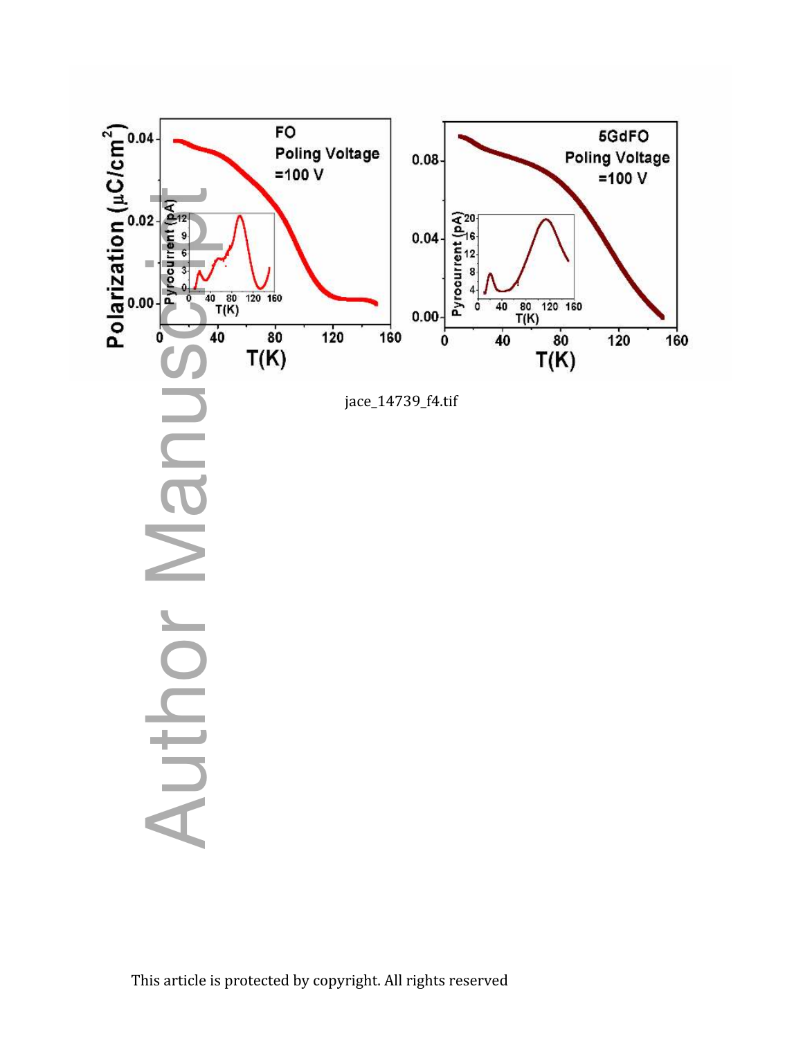jace_14739_f4.tif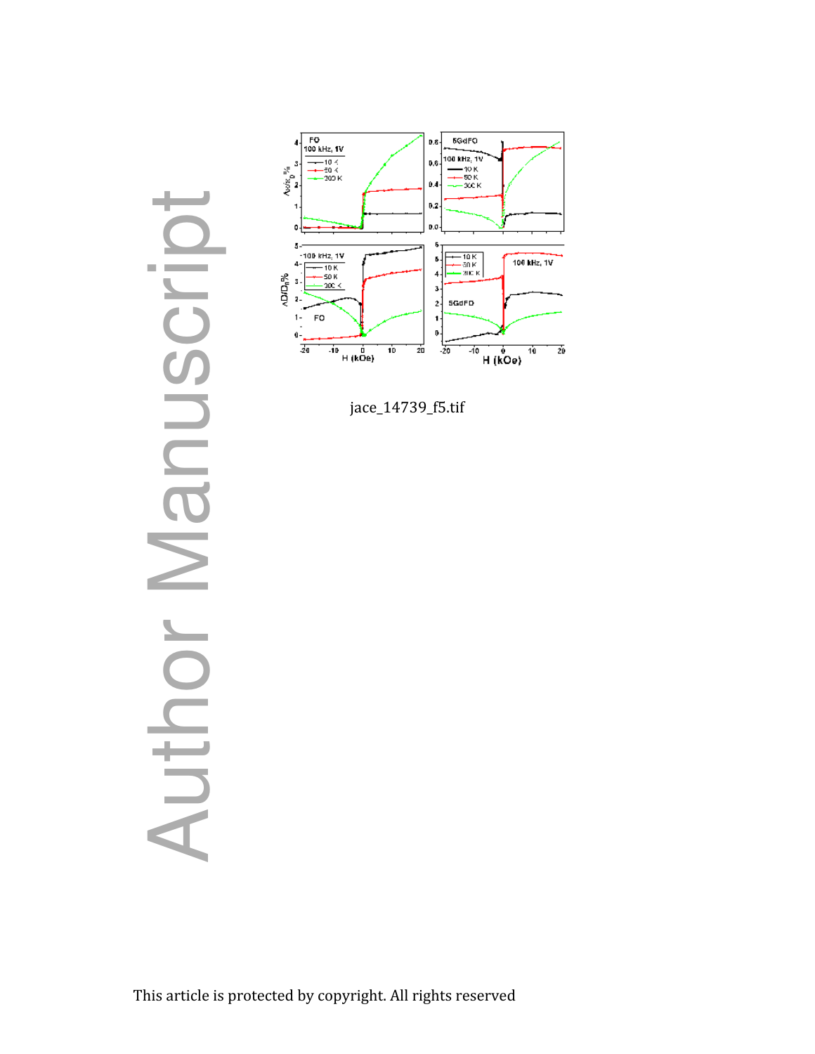FO
100 kHz, 1V
10 K
50 K
300 K
$\Delta\varepsilon/\varepsilon_0$ %

5GdFO
100 kHz, 1V
10 K
50 K
300 K

100 kHz, 1V
10 K
50 K
300 K
FO
$\Delta D/D_0$ %
H (kOe)

10 K
50 K
300 K
100 kHz, 1V
5GdFO
H (kOe)

jace_14739_f5.tif